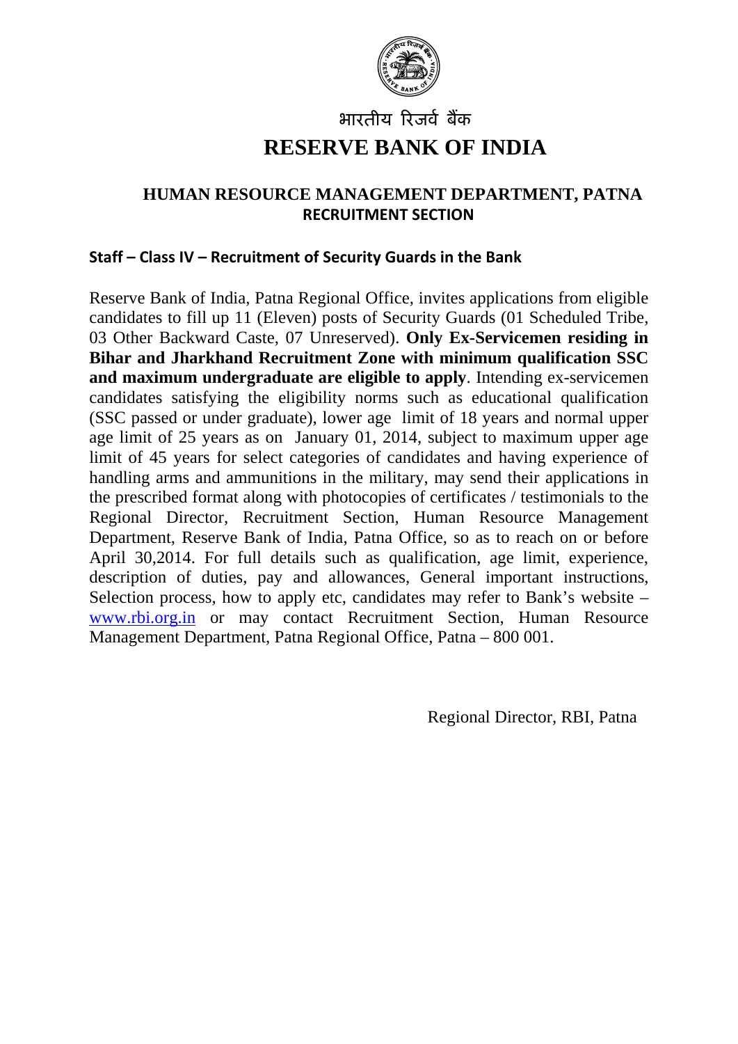भारतीय रिज़र्व बैंक

# RESERVE BANK OF INDIA

## HUMAN RESOURCE MANAGEMENT DEPARTMENT, PATNA
### RECRUITMENT SECTION

**Staff – Class IV – Recruitment of Security Guards in the Bank**

Reserve Bank of India, Patna Regional Office, invites applications from eligible candidates to fill up 11 (Eleven) posts of Security Guards (01 Scheduled Tribe, 03 Other Backward Caste, 07 Unreserved). **Only Ex-Servicemen residing in Bihar and Jharkhand Recruitment Zone with minimum qualification SSC and maximum undergraduate are eligible to apply**. Intending ex-servicemen candidates satisfying the eligibility norms such as educational qualification (SSC passed or under graduate), lower age limit of 18 years and normal upper age limit of 25 years as on January 01, 2014, subject to maximum upper age limit of 45 years for select categories of candidates and having experience of handling arms and ammunitions in the military, may send their applications in the prescribed format along with photocopies of certificates / testimonials to the Regional Director, Recruitment Section, Human Resource Management Department, Reserve Bank of India, Patna Office, so as to reach on or before April 30,2014. For full details such as qualification, age limit, experience, description of duties, pay and allowances, General important instructions, Selection process, how to apply etc, candidates may refer to Bank's website – www.rbi.org.in or may contact Recruitment Section, Human Resource Management Department, Patna Regional Office, Patna – 800 001.

Regional Director, RBI, Patna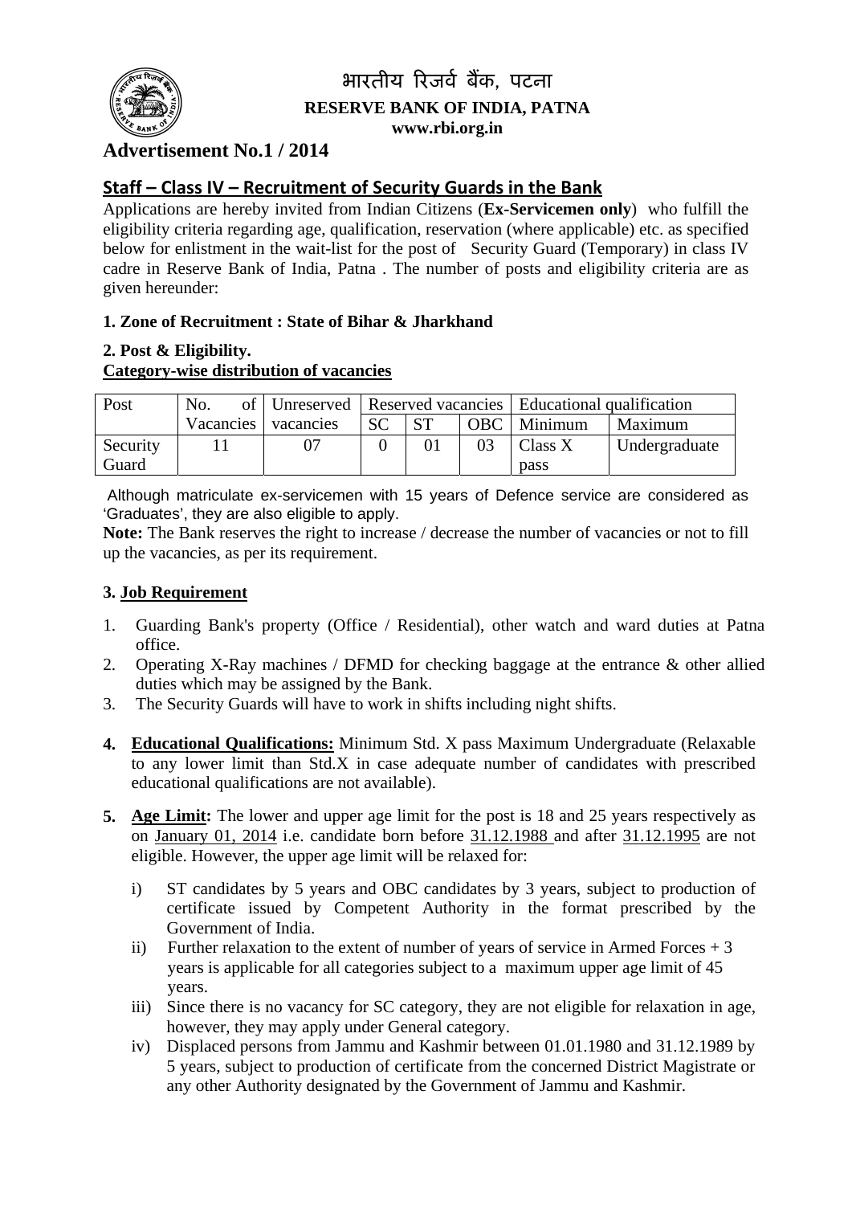# भारतीय रिजर्व बैंक, पटना

**RESERVE BANK OF INDIA, PATNA**

**www.rbi.org.in**

## Advertisement No.1 / 2014

## Staff – Class IV – Recruitment of Security Guards in the Bank

Applications are hereby invited from Indian Citizens (**Ex-Servicemen only**) who fulfill the eligibility criteria regarding age, qualification, reservation (where applicable) etc. as specified below for enlistment in the wait-list for the post of Security Guard (Temporary) in class IV cadre in Reserve Bank of India, Patna . The number of posts and eligibility criteria are as given hereunder:

**1. Zone of Recruitment : State of Bihar & Jharkhand**

**2. Post & Eligibility.**

**Category-wise distribution of vacancies**

| Post | No. of Vacancies | Unreserved vacancies | Reserved vacancies | | | Educational qualification | |
|---|---|---|---|---|---|---|---|
| | | | SC | ST | OBC | Minimum | Maximum |
| Security Guard | 11 | 07 | 0 | 01 | 03 | Class X pass | Undergraduate |

Although matriculate ex-servicemen with 15 years of Defence service are considered as 'Graduates', they are also eligible to apply.

**Note:** The Bank reserves the right to increase / decrease the number of vacancies or not to fill up the vacancies, as per its requirement.

**3. Job Requirement**

1. Guarding Bank's property (Office / Residential), other watch and ward duties at Patna office.
2. Operating X-Ray machines / DFMD for checking baggage at the entrance & other allied duties which may be assigned by the Bank.
3. The Security Guards will have to work in shifts including night shifts.

**4. Educational Qualifications:** Minimum Std. X pass Maximum Undergraduate (Relaxable to any lower limit than Std.X in case adequate number of candidates with prescribed educational qualifications are not available).

**5. Age Limit:** The lower and upper age limit for the post is 18 and 25 years respectively as on January 01, 2014 i.e. candidate born before 31.12.1988 and after 31.12.1995 are not eligible. However, the upper age limit will be relaxed for:

i) ST candidates by 5 years and OBC candidates by 3 years, subject to production of certificate issued by Competent Authority in the format prescribed by the Government of India.

ii) Further relaxation to the extent of number of years of service in Armed Forces + 3 years is applicable for all categories subject to a maximum upper age limit of 45 years.

iii) Since there is no vacancy for SC category, they are not eligible for relaxation in age, however, they may apply under General category.

iv) Displaced persons from Jammu and Kashmir between 01.01.1980 and 31.12.1989 by 5 years, subject to production of certificate from the concerned District Magistrate or any other Authority designated by the Government of Jammu and Kashmir.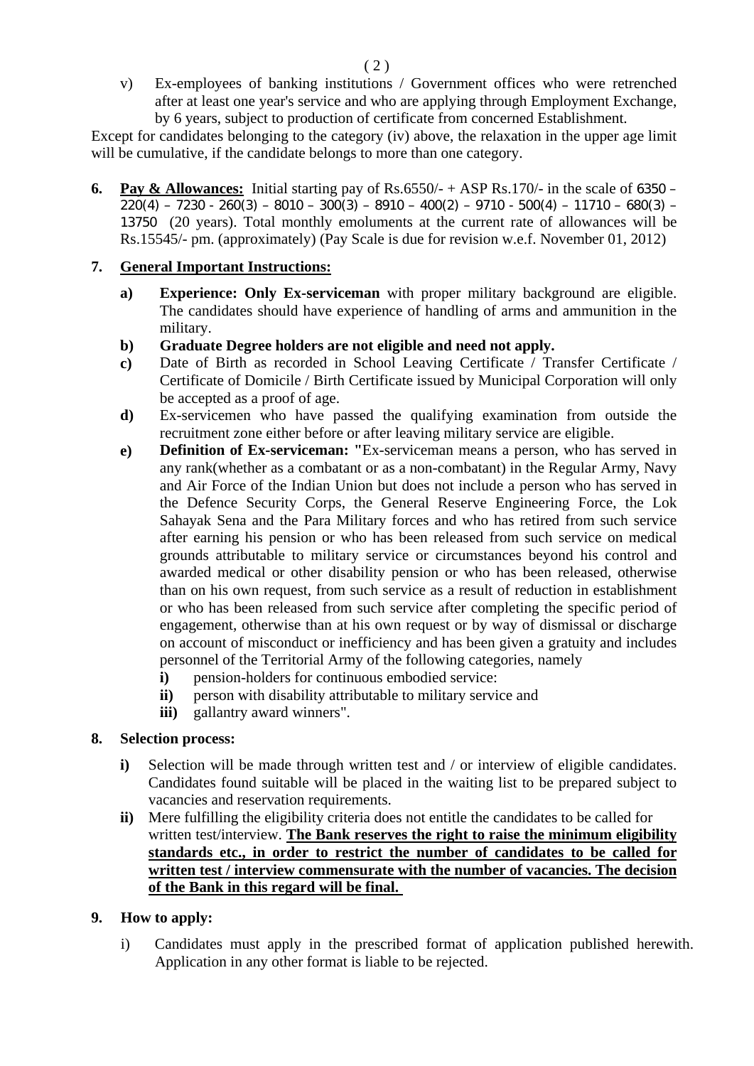v) Ex-employees of banking institutions / Government offices who were retrenched after at least one year's service and who are applying through Employment Exchange, by 6 years, subject to production of certificate from concerned Establishment.

Except for candidates belonging to the category (iv) above, the relaxation in the upper age limit will be cumulative, if the candidate belongs to more than one category.

**6. <u>Pay & Allowances:</u>** Initial starting pay of Rs.6550/- + ASP Rs.170/- in the scale of 6350 – 220(4) – 7230 - 260(3) – 8010 – 300(3) – 8910 – 400(2) – 9710 - 500(4) – 11710 – 680(3) – 13750 (20 years). Total monthly emoluments at the current rate of allowances will be Rs.15545/- pm. (approximately) (Pay Scale is due for revision w.e.f. November 01, 2012)

**7. <u>General Important Instructions:</u>**

**a)** **Experience: Only Ex-serviceman** with proper military background are eligible. The candidates should have experience of handling of arms and ammunition in the military.

**b)** **Graduate Degree holders are not eligible and need not apply.**

**c)** Date of Birth as recorded in School Leaving Certificate / Transfer Certificate / Certificate of Domicile / Birth Certificate issued by Municipal Corporation will only be accepted as a proof of age.

**d)** Ex-servicemen who have passed the qualifying examination from outside the recruitment zone either before or after leaving military service are eligible.

**e)** **Definition of Ex-serviceman: "**Ex-serviceman means a person, who has served in any rank(whether as a combatant or as a non-combatant) in the Regular Army, Navy and Air Force of the Indian Union but does not include a person who has served in the Defence Security Corps, the General Reserve Engineering Force, the Lok Sahayak Sena and the Para Military forces and who has retired from such service after earning his pension or who has been released from such service on medical grounds attributable to military service or circumstances beyond his control and awarded medical or other disability pension or who has been released, otherwise than on his own request, from such service as a result of reduction in establishment or who has been released from such service after completing the specific period of engagement, otherwise than at his own request or by way of dismissal or discharge on account of misconduct or inefficiency and has been given a gratuity and includes personnel of the Territorial Army of the following categories, namely

**i)** pension-holders for continuous embodied service:

**ii)** person with disability attributable to military service and

**iii)** gallantry award winners".

**8. Selection process:**

**i)** Selection will be made through written test and / or interview of eligible candidates. Candidates found suitable will be placed in the waiting list to be prepared subject to vacancies and reservation requirements.

**ii)** Mere fulfilling the eligibility criteria does not entitle the candidates to be called for written test/interview. <u>**The Bank reserves the right to raise the minimum eligibility standards etc., in order to restrict the number of candidates to be called for written test / interview commensurate with the number of vacancies. The decision of the Bank in this regard will be final.**</u>

**9. How to apply:**

i) Candidates must apply in the prescribed format of application published herewith. Application in any other format is liable to be rejected.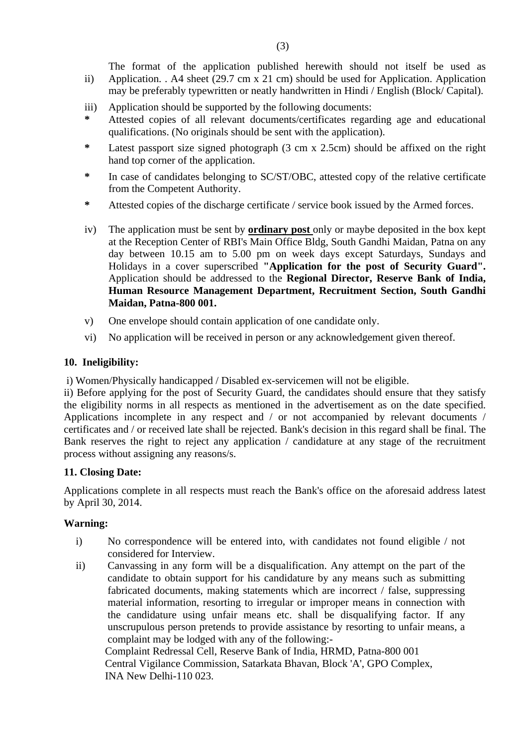ii) The format of the application published herewith should not itself be used as Application. . A4 sheet (29.7 cm x 21 cm) should be used for Application. Application may be preferably typewritten or neatly handwritten in Hindi / English (Block/ Capital).

iii) Application should be supported by the following documents:

- Attested copies of all relevant documents/certificates regarding age and educational qualifications. (No originals should be sent with the application).
- Latest passport size signed photograph (3 cm x 2.5cm) should be affixed on the right hand top corner of the application.
- In case of candidates belonging to SC/ST/OBC, attested copy of the relative certificate from the Competent Authority.
- Attested copies of the discharge certificate / service book issued by the Armed forces.

iv) The application must be sent by **<u>ordinary post</u>** only or maybe deposited in the box kept at the Reception Center of RBI's Main Office Bldg, South Gandhi Maidan, Patna on any day between 10.15 am to 5.00 pm on week days except Saturdays, Sundays and Holidays in a cover superscribed **"Application for the post of Security Guard".** Application should be addressed to the **Regional Director, Reserve Bank of India, Human Resource Management Department, Recruitment Section, South Gandhi Maidan, Patna-800 001.**

v) One envelope should contain application of one candidate only.

vi) No application will be received in person or any acknowledgement given thereof.

**10. Ineligibility:**

i) Women/Physically handicapped / Disabled ex-servicemen will not be eligible.

ii) Before applying for the post of Security Guard, the candidates should ensure that they satisfy the eligibility norms in all respects as mentioned in the advertisement as on the date specified. Applications incomplete in any respect and / or not accompanied by relevant documents / certificates and / or received late shall be rejected. Bank's decision in this regard shall be final. The Bank reserves the right to reject any application / candidature at any stage of the recruitment process without assigning any reasons/s.

**11. Closing Date:**

Applications complete in all respects must reach the Bank's office on the aforesaid address latest by April 30, 2014.

**Warning:**

i) No correspondence will be entered into, with candidates not found eligible / not considered for Interview.

ii) Canvassing in any form will be a disqualification. Any attempt on the part of the candidate to obtain support for his candidature by any means such as submitting fabricated documents, making statements which are incorrect / false, suppressing material information, resorting to irregular or improper means in connection with the candidature using unfair means etc. shall be disqualifying factor. If any unscrupulous person pretends to provide assistance by resorting to unfair means, a complaint may be lodged with any of the following:-

Complaint Redressal Cell, Reserve Bank of India, HRMD, Patna-800 001
Central Vigilance Commission, Satarkata Bhavan, Block 'A', GPO Complex,
INA New Delhi-110 023.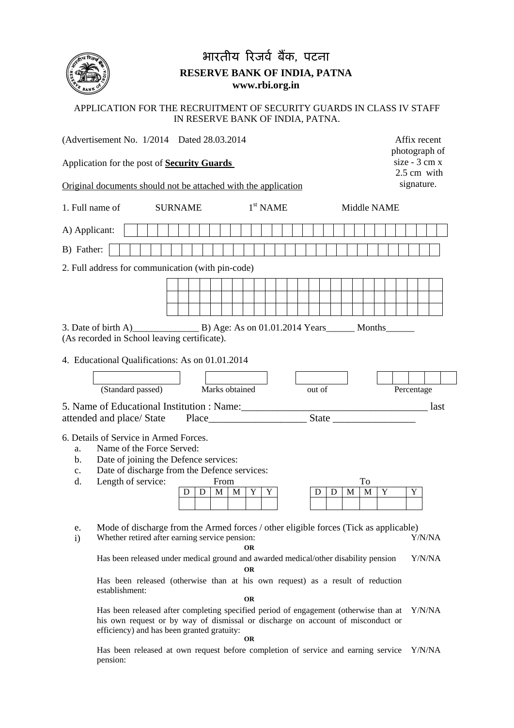# भारतीय रिजर्व बैंक, पटना

## RESERVE BANK OF INDIA, PATNA

**www.rbi.org.in**

APPLICATION FOR THE RECRUITMENT OF SECURITY GUARDS IN CLASS IV STAFF IN RESERVE BANK OF INDIA, PATNA.

(Advertisement No. 1/2014 Dated 28.03.2014

Affix recent photograph of size - 3 cm x 2.5 cm with signature.

Application for the post of **Security Guards**

Original documents should not be attached with the application

1. Full name of SURNAME 1st NAME Middle NAME

A) Applicant:

B) Father:

2. Full address for communication (with pin-code)

3. Date of birth A)______________ B) Age: As on 01.01.2014 Years______ Months______
(As recorded in School leaving certificate).

4. Educational Qualifications: As on 01.01.2014

| (Standard passed) | Marks obtained | out of | Percentage |
|---|---|---|---|
| | | | |

5. Name of Educational Institution : Name:____________________________________ last attended and place/ State Place___________________ State ________________

6. Details of Service in Armed Forces.

a. Name of the Force Served:

b. Date of joining the Defence services:

c. Date of discharge from the Defence services:

d. Length of service:

| From | | | | | | To | | | | | |
|---|---|---|---|---|---|---|---|---|---|---|---|
| D | D | M | M | Y | Y | D | D | M | M | Y | Y |
| | | | | | | | | | | | |

e. Mode of discharge from the Armed forces / other eligible forces (Tick as applicable)

i) Whether retired after earning service pension: Y/N/NA

**OR**

Has been released under medical ground and awarded medical/other disability pension Y/N/NA

**OR**

Has been released (otherwise than at his own request) as a result of reduction establishment:

**OR**

Has been released after completing specified period of engagement (otherwise than at his own request or by way of dismissal or discharge on account of misconduct or efficiency) and has been granted gratuity: Y/N/NA

**OR**

Has been released at own request before completion of service and earning service pension: Y/N/NA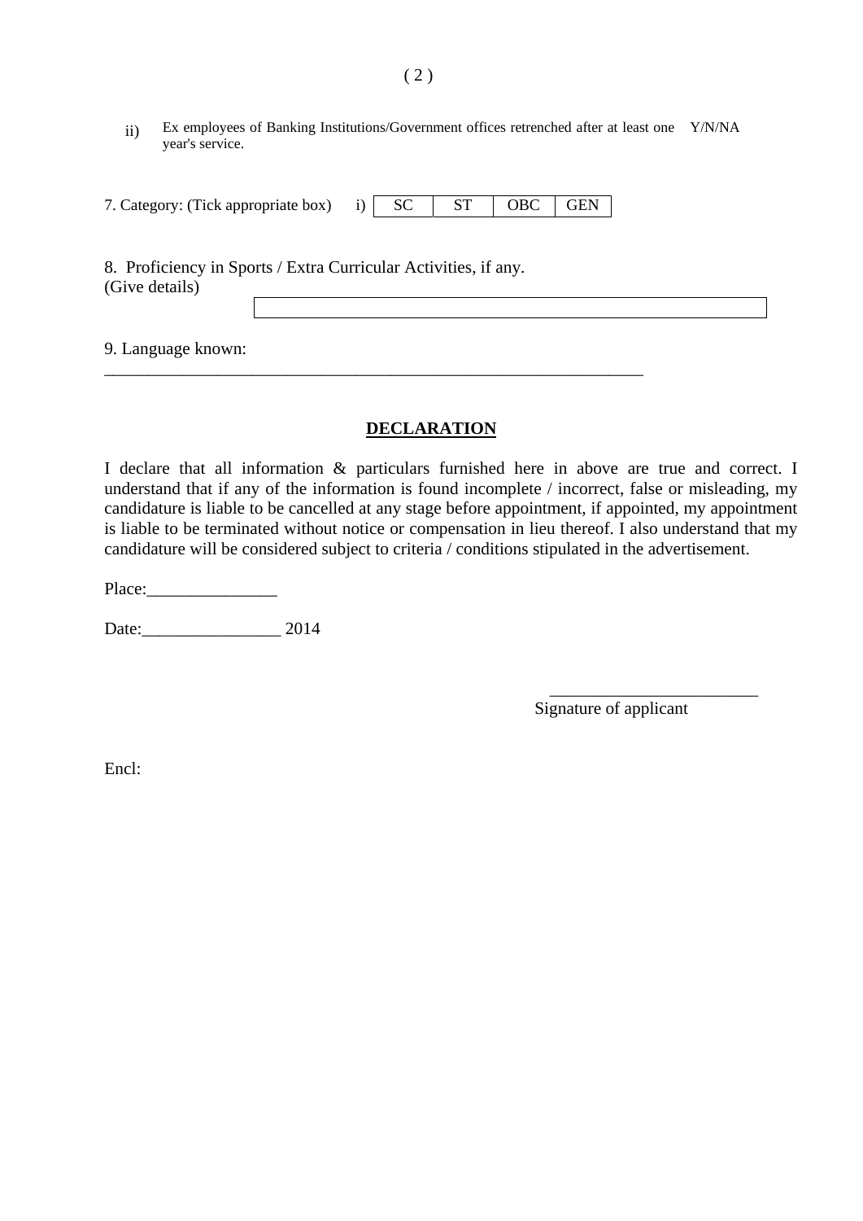ii) Ex employees of Banking Institutions/Government offices retrenched after at least one year's service. Y/N/NA

7. Category: (Tick appropriate box) i)

| | | | |
|---|---|---|---|
| SC | ST | OBC | GEN |

8. Proficiency in Sports / Extra Curricular Activities, if any.
(Give details)

9. Language known:

_______________________________________________________________

## DECLARATION

I declare that all information & particulars furnished here in above are true and correct. I understand that if any of the information is found incomplete / incorrect, false or misleading, my candidature is liable to be cancelled at any stage before appointment, if appointed, my appointment is liable to be terminated without notice or compensation in lieu thereof. I also understand that my candidature will be considered subject to criteria / conditions stipulated in the advertisement.

Place:_______________

Date:________________ 2014

________________________
Signature of applicant

Encl: